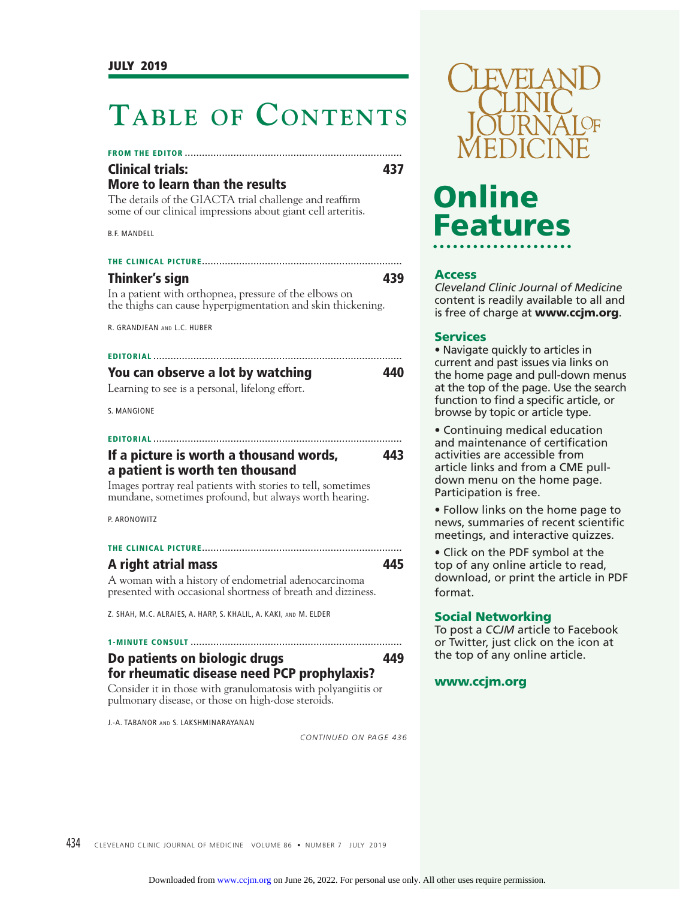JULY 2019

# Table of Contents

**FROM THE EDITOR**

## Clinical trials: More to learn than the results — 437

The details of the GIACTA trial challenge and reaffirm some of our clinical impressions about giant cell arteritis.

B.F. MANDELL

**THE CLINICAL PICTURE**

## Thinker's sign — 439

In a patient with orthopnea, pressure of the elbows on the thighs can cause hyperpigmentation and skin thickening.

R. GRANDJEAN AND L.C. HUBER

**EDITORIAL**

## You can observe a lot by watching — 440

Learning to see is a personal, lifelong effort.

S. MANGIONE

**EDITORIAL**

## If a picture is worth a thousand words, a patient is worth ten thousand — 443

Images portray real patients with stories to tell, sometimes mundane, sometimes profound, but always worth hearing.

P. ARONOWITZ

**THE CLINICAL PICTURE**

## A right atrial mass — 445

A woman with a history of endometrial adenocarcinoma presented with occasional shortness of breath and dizziness.

Z. SHAH, M.C. ALRAIES, A. HARP, S. KHALIL, A. KAKI, AND M. ELDER

**1-MINUTE CONSULT**

## Do patients on biologic drugs for rheumatic disease need PCP prophylaxis? — 449

Consider it in those with granulomatosis with polyangiitis or pulmonary disease, or those on high-dose steroids.

J.-A. TABANOR AND S. LAKSHMINARAYANAN

*CONTINUED ON PAGE 436*

---

Cleveland Clinic Journal of Medicine

# Online Features

### Access

*Cleveland Clinic Journal of Medicine* content is readily available to all and is free of charge at **www.ccjm.org**.

### Services

- Navigate quickly to articles in current and past issues via links on the home page and pull-down menus at the top of the page. Use the search function to find a specific article, or browse by topic or article type.
- Continuing medical education and maintenance of certification activities are accessible from article links and from a CME pull-down menu on the home page. Participation is free.
- Follow links on the home page to news, summaries of recent scientific meetings, and interactive quizzes.
- Click on the PDF symbol at the top of any online article to read, download, or print the article in PDF format.

### Social Networking

To post a *CCJM* article to Facebook or Twitter, just click on the icon at the top of any online article.

**www.ccjm.org**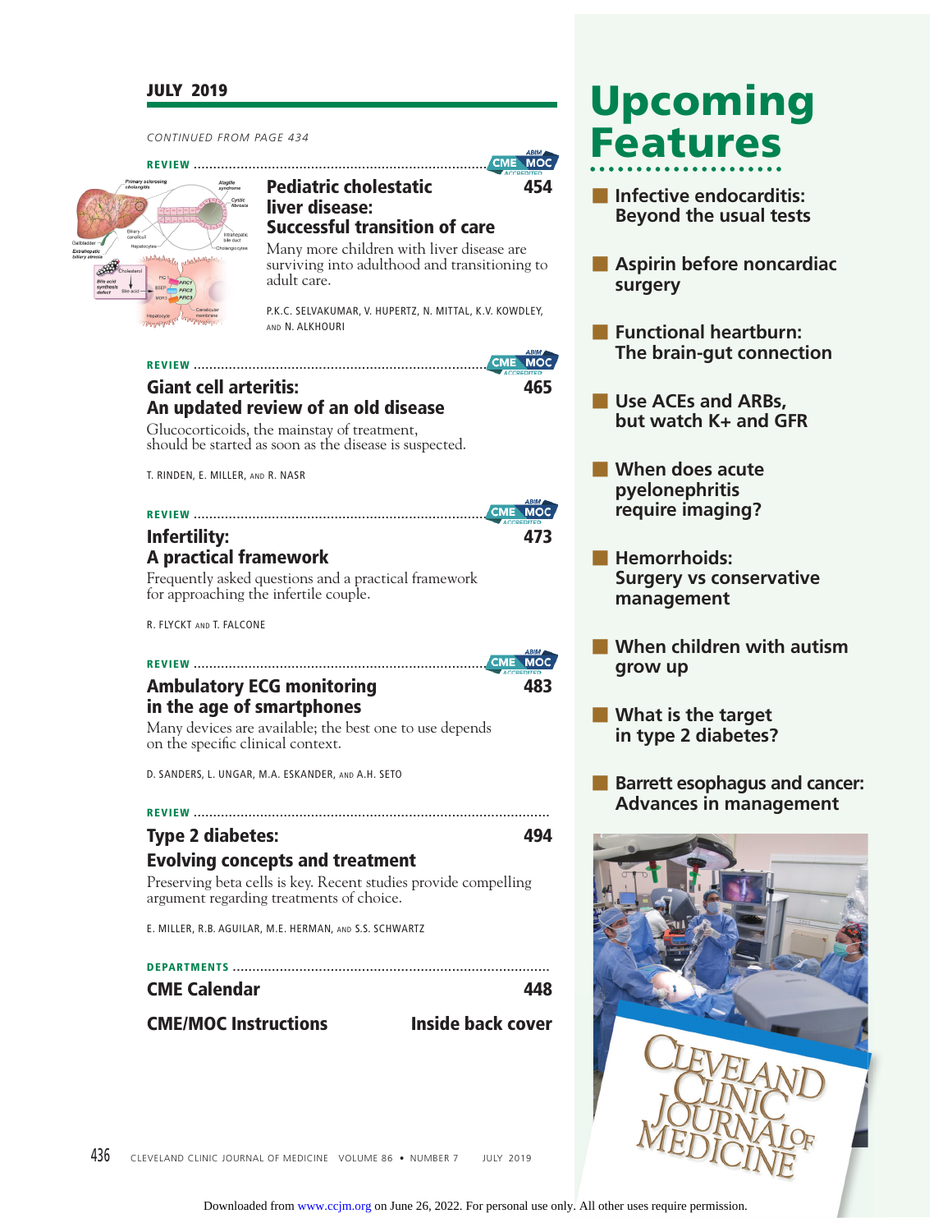JULY 2019

*CONTINUED FROM PAGE 434*

**REVIEW** — CME MOC

## Pediatric cholestatic liver disease: Successful transition of care — 454

Many more children with liver disease are surviving into adulthood and transitioning to adult care.

P.K.C. SELVAKUMAR, V. HUPERTZ, N. MITTAL, K.V. KOWDLEY, AND N. ALKHOURI

**REVIEW** — CME MOC

## Giant cell arteritis: An updated review of an old disease — 465

Glucocorticoids, the mainstay of treatment, should be started as soon as the disease is suspected.

T. RINDEN, E. MILLER, AND R. NASR

**REVIEW** — CME MOC

## Infertility: A practical framework — 473

Frequently asked questions and a practical framework for approaching the infertile couple.

R. FLYCKT AND T. FALCONE

**REVIEW** — CME MOC

## Ambulatory ECG monitoring in the age of smartphones — 483

Many devices are available; the best one to use depends on the specific clinical context.

D. SANDERS, L. UNGAR, M.A. ESKANDER, AND A.H. SETO

**REVIEW**

## Type 2 diabetes: Evolving concepts and treatment — 494

Preserving beta cells is key. Recent studies provide compelling argument regarding treatments of choice.

E. MILLER, R.B. AGUILAR, M.E. HERMAN, AND S.S. SCHWARTZ

**DEPARTMENTS**

## CME Calendar — 448

## CME/MOC Instructions — Inside back cover

# Upcoming Features

- Infective endocarditis: Beyond the usual tests
- Aspirin before noncardiac surgery
- Functional heartburn: The brain-gut connection
- Use ACEs and ARBs, but watch K+ and GFR
- When does acute pyelonephritis require imaging?
- Hemorrhoids: Surgery vs conservative management
- When children with autism grow up
- What is the target in type 2 diabetes?
- Barrett esophagus and cancer: Advances in management

Downloaded from www.ccjm.org on June 26, 2022. For personal use only. All other uses require permission.